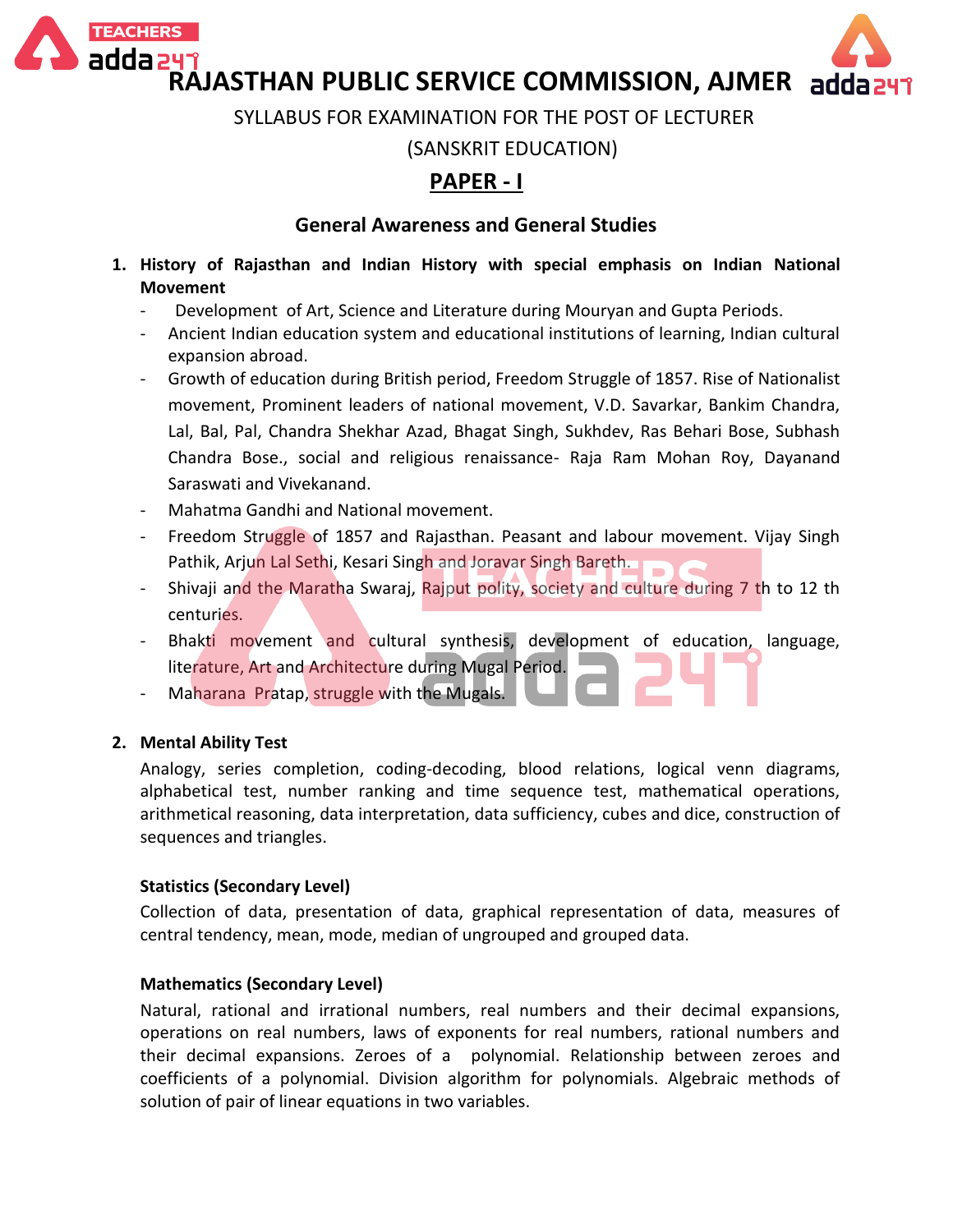# RAJASTHAN PUBLIC SERVICE COMMISSION, AJMER

SYLLABUS FOR EXAMINATION FOR THE POST OF LECTURER

(SANSKRIT EDUCATION)

## PAPER - I

### General Awareness and General Studies

1. **History of Rajasthan and Indian History with special emphasis on Indian National Movement**
   - Development of Art, Science and Literature during Mouryan and Gupta Periods.
   - Ancient Indian education system and educational institutions of learning, Indian cultural expansion abroad.
   - Growth of education during British period, Freedom Struggle of 1857. Rise of Nationalist movement, Prominent leaders of national movement, V.D. Savarkar, Bankim Chandra, Lal, Bal, Pal, Chandra Shekhar Azad, Bhagat Singh, Sukhdev, Ras Behari Bose, Subhash Chandra Bose., social and religious renaissance- Raja Ram Mohan Roy, Dayanand Saraswati and Vivekanand.
   - Mahatma Gandhi and National movement.
   - Freedom Struggle of 1857 and Rajasthan. Peasant and labour movement. Vijay Singh Pathik, Arjun Lal Sethi, Kesari Singh and Joravar Singh Bareth.
   - Shivaji and the Maratha Swaraj, Rajput polity, society and culture during 7 th to 12 th centuries.
   - Bhakti movement and cultural synthesis, development of education, language, literature, Art and Architecture during Mugal Period.
   - Maharana Pratap, struggle with the Mugals.

2. **Mental Ability Test**

   Analogy, series completion, coding-decoding, blood relations, logical venn diagrams, alphabetical test, number ranking and time sequence test, mathematical operations, arithmetical reasoning, data interpretation, data sufficiency, cubes and dice, construction of sequences and triangles.

   **Statistics (Secondary Level)**

   Collection of data, presentation of data, graphical representation of data, measures of central tendency, mean, mode, median of ungrouped and grouped data.

   **Mathematics (Secondary Level)**

   Natural, rational and irrational numbers, real numbers and their decimal expansions, operations on real numbers, laws of exponents for real numbers, rational numbers and their decimal expansions. Zeroes of a polynomial. Relationship between zeroes and coefficients of a polynomial. Division algorithm for polynomials. Algebraic methods of solution of pair of linear equations in two variables.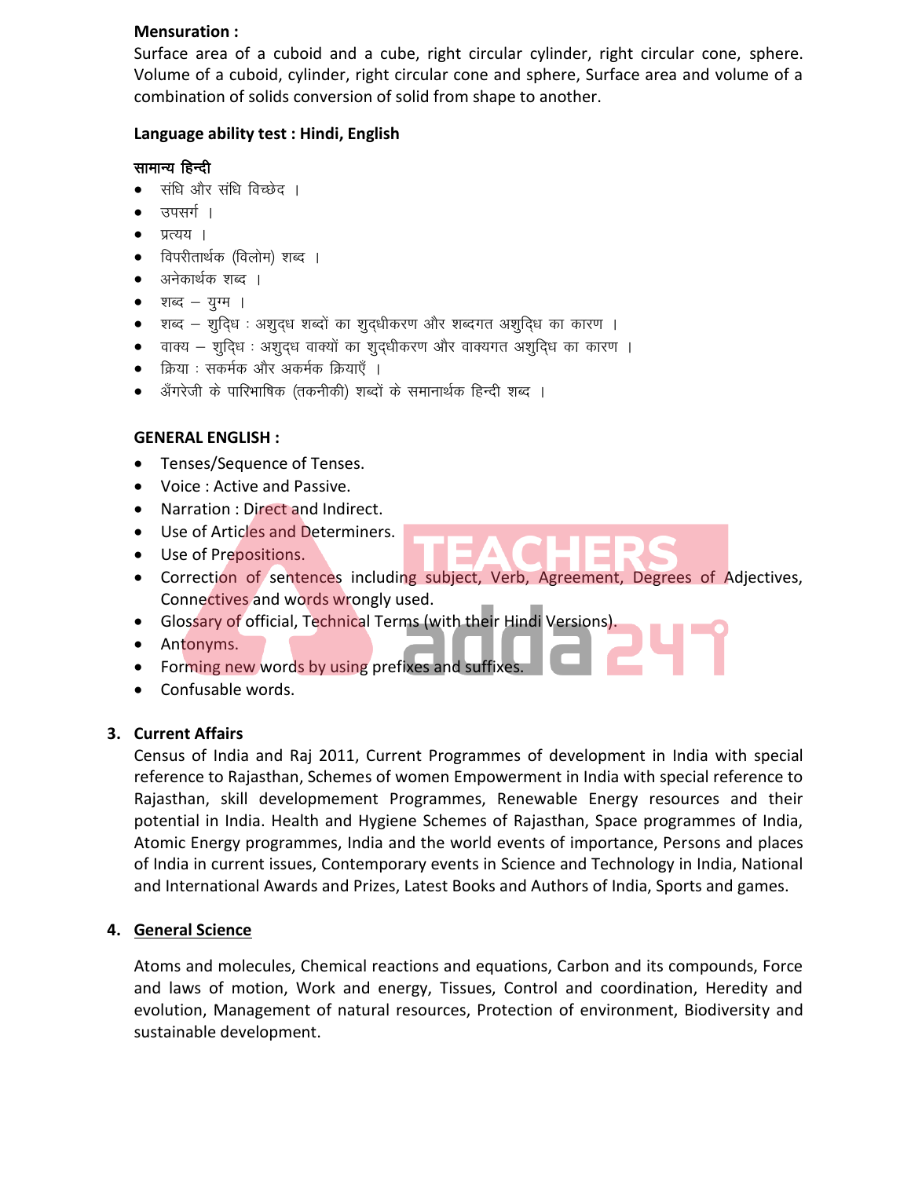**Mensuration :**

Surface area of a cuboid and a cube, right circular cylinder, right circular cone, sphere. Volume of a cuboid, cylinder, right circular cone and sphere, Surface area and volume of a combination of solids conversion of solid from shape to another.

**Language ability test : Hindi, English**

**सामान्य हिन्दी**

- संधि और संधि विच्छेद ।
- उपसर्ग ।
- प्रत्यय ।
- विपरीतार्थक (विलोम) शब्द ।
- अनेकार्थक शब्द ।
- शब्द – युग्म ।
- शब्द – शुद्धि : अशुद्ध शब्दों का शुद्धीकरण और शब्दगत अशुद्धि का कारण ।
- वाक्य – शुद्धि : अशुद्ध वाक्यों का शुद्धीकरण और वाक्यगत अशुद्धि का कारण ।
- क्रिया : सकर्मक और अकर्मक क्रियाएँ ।
- अँगरेजी के पारिभाषिक (तकनीकी) शब्दों के समानार्थक हिन्दी शब्द ।

**GENERAL ENGLISH :**

- Tenses/Sequence of Tenses.
- Voice : Active and Passive.
- Narration : Direct and Indirect.
- Use of Articles and Determiners.
- Use of Prepositions.
- Correction of sentences including subject, Verb, Agreement, Degrees of Adjectives, Connectives and words wrongly used.
- Glossary of official, Technical Terms (with their Hindi Versions).
- Antonyms.
- Forming new words by using prefixes and suffixes.
- Confusable words.

**3. Current Affairs**

Census of India and Raj 2011, Current Programmes of development in India with special reference to Rajasthan, Schemes of women Empowerment in India with special reference to Rajasthan, skill developmement Programmes, Renewable Energy resources and their potential in India. Health and Hygiene Schemes of Rajasthan, Space programmes of India, Atomic Energy programmes, India and the world events of importance, Persons and places of India in current issues, Contemporary events in Science and Technology in India, National and International Awards and Prizes, Latest Books and Authors of India, Sports and games.

**4. General Science**

Atoms and molecules, Chemical reactions and equations, Carbon and its compounds, Force and laws of motion, Work and energy, Tissues, Control and coordination, Heredity and evolution, Management of natural resources, Protection of environment, Biodiversity and sustainable development.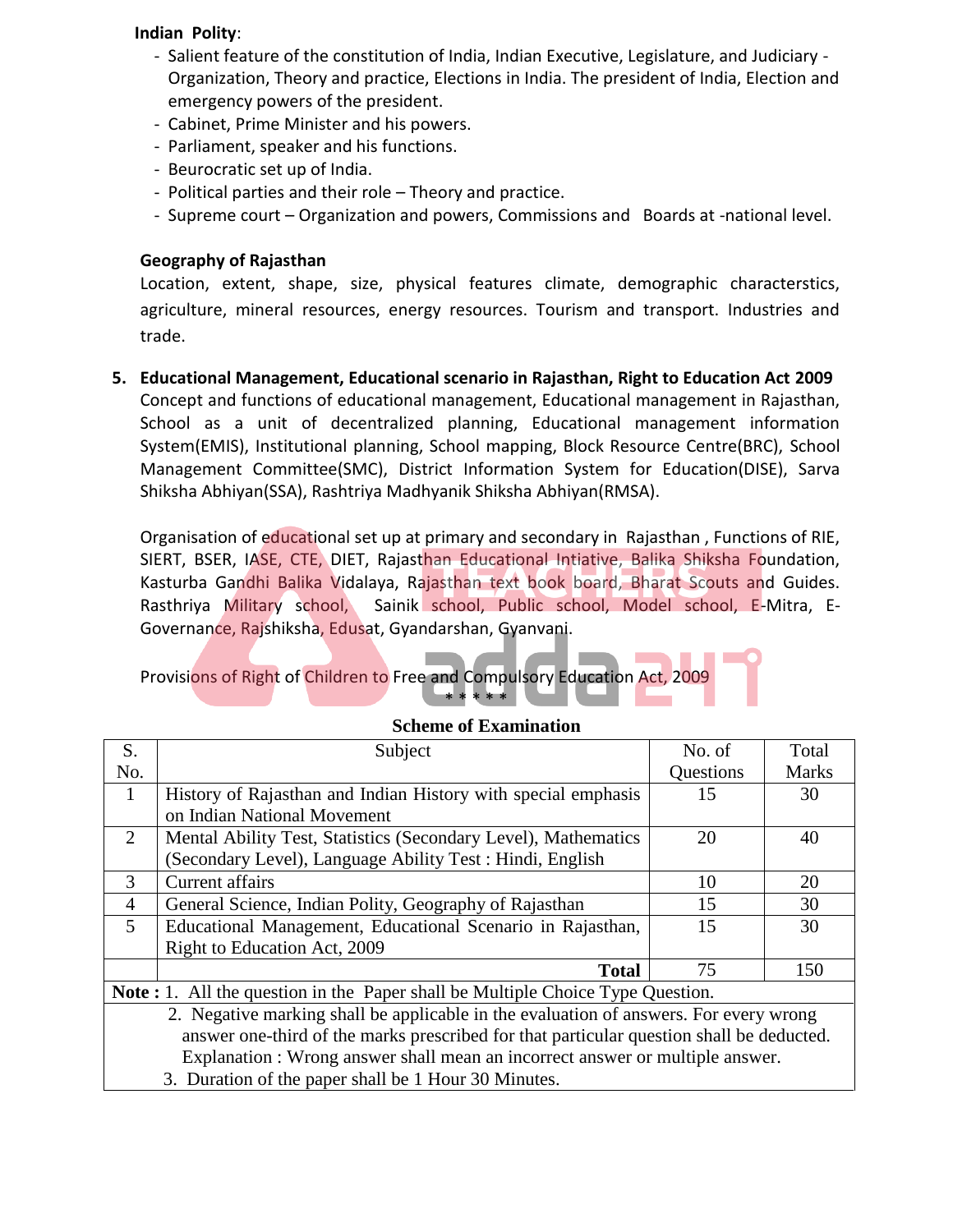**Indian Polity**:

- Salient feature of the constitution of India, Indian Executive, Legislature, and Judiciary - Organization, Theory and practice, Elections in India. The president of India, Election and emergency powers of the president.
- Cabinet, Prime Minister and his powers.
- Parliament, speaker and his functions.
- Beurocratic set up of India.
- Political parties and their role – Theory and practice.
- Supreme court – Organization and powers, Commissions and Boards at -national level.

**Geography of Rajasthan**

Location, extent, shape, size, physical features climate, demographic characterstics, agriculture, mineral resources, energy resources. Tourism and transport. Industries and trade.

**5. Educational Management, Educational scenario in Rajasthan, Right to Education Act 2009**

Concept and functions of educational management, Educational management in Rajasthan, School as a unit of decentralized planning, Educational management information System(EMIS), Institutional planning, School mapping, Block Resource Centre(BRC), School Management Committee(SMC), District Information System for Education(DISE), Sarva Shiksha Abhiyan(SSA), Rashtriya Madhyanik Shiksha Abhiyan(RMSA).

Organisation of educational set up at primary and secondary in Rajasthan , Functions of RIE, SIERT, BSER, IASE, CTE, DIET, Rajasthan Educational Intiative, Balika Shiksha Foundation, Kasturba Gandhi Balika Vidalaya, Rajasthan text book board, Bharat Scouts and Guides. Rasthriya Military school, Sainik school, Public school, Model school, E-Mitra, E-Governance, Rajshiksha, Edusat, Gyandarshan, Gyanvani.

Provisions of Right of Children to Free and Compulsory Education Act, 2009

\* \* \* \* \*

**Scheme of Examination**

| S. No. | Subject | No. of Questions | Total Marks |
|---|---|---|---|
| 1 | History of Rajasthan and Indian History with special emphasis on Indian National Movement | 15 | 30 |
| 2 | Mental Ability Test, Statistics (Secondary Level), Mathematics (Secondary Level), Language Ability Test : Hindi, English | 20 | 40 |
| 3 | Current affairs | 10 | 20 |
| 4 | General Science, Indian Polity, Geography of Rajasthan | 15 | 30 |
| 5 | Educational Management, Educational Scenario in Rajasthan, Right to Education Act, 2009 | 15 | 30 |
| | **Total** | 75 | 150 |

**Note :** 1. All the question in the Paper shall be Multiple Choice Type Question.

2. Negative marking shall be applicable in the evaluation of answers. For every wrong answer one-third of the marks prescribed for that particular question shall be deducted. Explanation : Wrong answer shall mean an incorrect answer or multiple answer.

3. Duration of the paper shall be 1 Hour 30 Minutes.